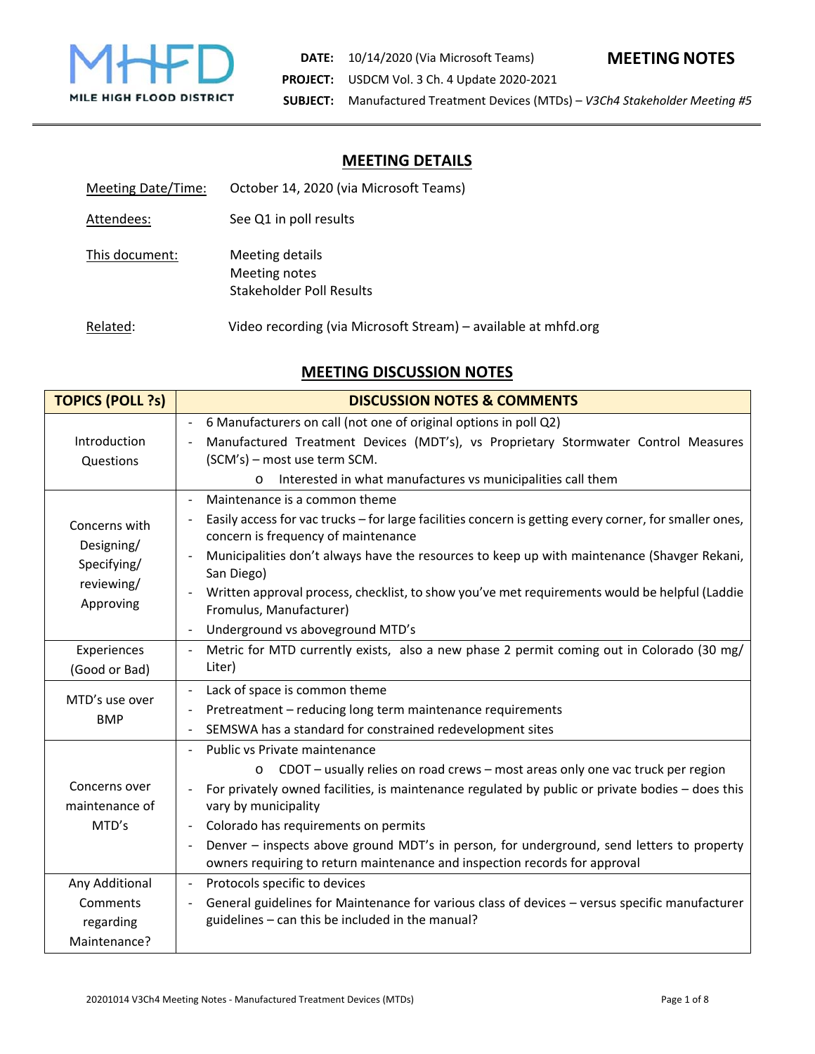MHFD
MILE HIGH FLOOD DISTRICT

**DATE:** 10/14/2020 (Via Microsoft Teams)

**PROJECT:** USDCM Vol. 3 Ch. 4 Update 2020-2021

**SUBJECT:** Manufactured Treatment Devices (MTDs) – *V3Ch4 Stakeholder Meeting #5*

# MEETING NOTES

## MEETING DETAILS

Meeting Date/Time: October 14, 2020 (via Microsoft Teams)

Attendees: See Q1 in poll results

This document: Meeting details
Meeting notes
Stakeholder Poll Results

Related: Video recording (via Microsoft Stream) – available at mhfd.org

## MEETING DISCUSSION NOTES

| TOPICS (POLL ?s) | DISCUSSION NOTES & COMMENTS |
|---|---|
| Introduction Questions | - 6 Manufacturers on call (not one of original options in poll Q2)<br>- Manufactured Treatment Devices (MDT's), vs Proprietary Stormwater Control Measures (SCM's) – most use term SCM.<br>&nbsp;&nbsp;&nbsp;&nbsp;o Interested in what manufactures vs municipalities call them |
| Concerns with Designing/ Specifying/ reviewing/ Approving | - Maintenance is a common theme<br>- Easily access for vac trucks – for large facilities concern is getting every corner, for smaller ones, concern is frequency of maintenance<br>- Municipalities don't always have the resources to keep up with maintenance (Shavger Rekani, San Diego)<br>- Written approval process, checklist, to show you've met requirements would be helpful (Laddie Fromulus, Manufacturer)<br>- Underground vs aboveground MTD's |
| Experiences (Good or Bad) | - Metric for MTD currently exists, also a new phase 2 permit coming out in Colorado (30 mg/ Liter) |
| MTD's use over BMP | - Lack of space is common theme<br>- Pretreatment – reducing long term maintenance requirements<br>- SEMSWA has a standard for constrained redevelopment sites |
| Concerns over maintenance of MTD's | - Public vs Private maintenance<br>&nbsp;&nbsp;&nbsp;&nbsp;o CDOT – usually relies on road crews – most areas only one vac truck per region<br>- For privately owned facilities, is maintenance regulated by public or private bodies – does this vary by municipality<br>- Colorado has requirements on permits<br>- Denver – inspects above ground MDT's in person, for underground, send letters to property owners requiring to return maintenance and inspection records for approval |
| Any Additional Comments regarding Maintenance? | - Protocols specific to devices<br>- General guidelines for Maintenance for various class of devices – versus specific manufacturer guidelines – can this be included in the manual? |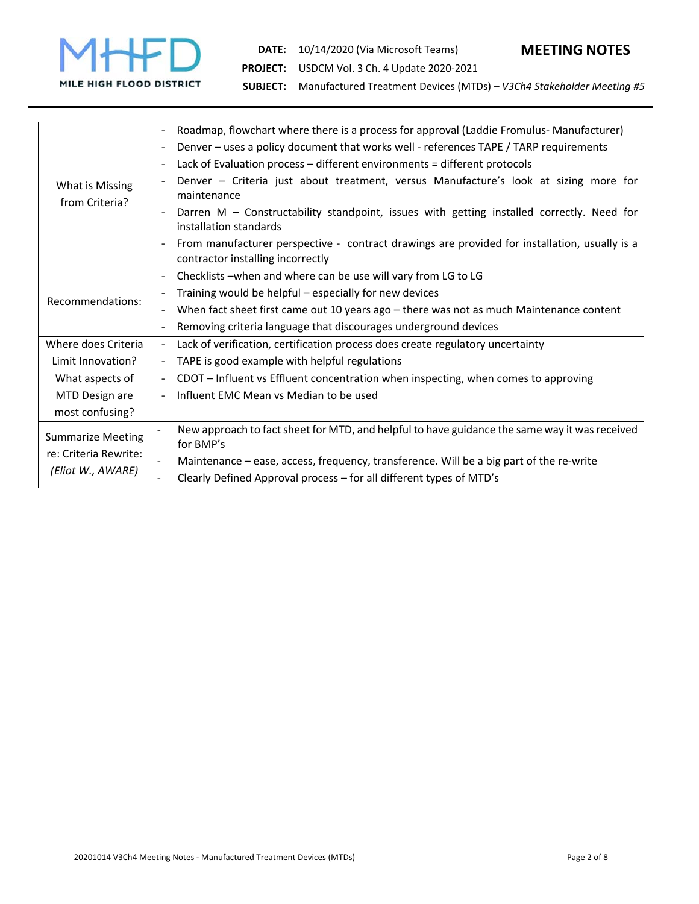| | |
|---|---|
| What is Missing from Criteria? | - Roadmap, flowchart where there is a process for approval (Laddie Fromulus- Manufacturer)<br>- Denver – uses a policy document that works well - references TAPE / TARP requirements<br>- Lack of Evaluation process – different environments = different protocols<br>- Denver – Criteria just about treatment, versus Manufacture's look at sizing more for maintenance<br>- Darren M – Constructability standpoint, issues with getting installed correctly. Need for installation standards<br>- From manufacturer perspective - contract drawings are provided for installation, usually is a contractor installing incorrectly |
| Recommendations: | - Checklists –when and where can be use will vary from LG to LG<br>- Training would be helpful – especially for new devices<br>- When fact sheet first came out 10 years ago – there was not as much Maintenance content<br>- Removing criteria language that discourages underground devices |
| Where does Criteria Limit Innovation? | - Lack of verification, certification process does create regulatory uncertainty<br>- TAPE is good example with helpful regulations |
| What aspects of MTD Design are most confusing? | - CDOT – Influent vs Effluent concentration when inspecting, when comes to approving<br>- Influent EMC Mean vs Median to be used |
| Summarize Meeting re: Criteria Rewrite: *(Eliot W., AWARE)* | - New approach to fact sheet for MTD, and helpful to have guidance the same way it was received for BMP's<br>- Maintenance – ease, access, frequency, transference. Will be a big part of the re-write<br>- Clearly Defined Approval process – for all different types of MTD's |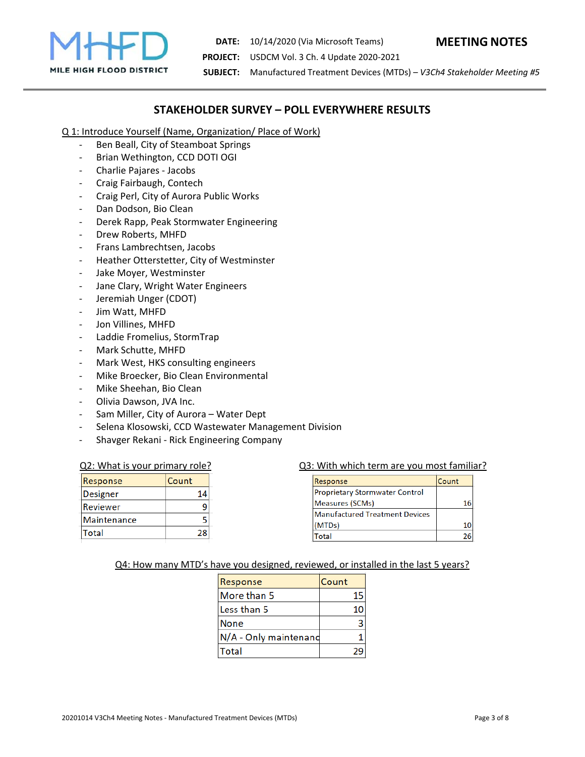**MEETING NOTES**

**DATE:** 10/14/2020 (Via Microsoft Teams)
**PROJECT:** USDCM Vol. 3 Ch. 4 Update 2020-2021
**SUBJECT:** Manufactured Treatment Devices (MTDs) – *V3Ch4 Stakeholder Meeting #5*

## STAKEHOLDER SURVEY – POLL EVERYWHERE RESULTS

Q 1: Introduce Yourself (Name, Organization/ Place of Work)

- Ben Beall, City of Steamboat Springs
- Brian Wethington, CCD DOTI OGI
- Charlie Pajares - Jacobs
- Craig Fairbaugh, Contech
- Craig Perl, City of Aurora Public Works
- Dan Dodson, Bio Clean
- Derek Rapp, Peak Stormwater Engineering
- Drew Roberts, MHFD
- Frans Lambrechtsen, Jacobs
- Heather Otterstetter, City of Westminster
- Jake Moyer, Westminster
- Jane Clary, Wright Water Engineers
- Jeremiah Unger (CDOT)
- Jim Watt, MHFD
- Jon Villines, MHFD
- Laddie Fromelius, StormTrap
- Mark Schutte, MHFD
- Mark West, HKS consulting engineers
- Mike Broecker, Bio Clean Environmental
- Mike Sheehan, Bio Clean
- Olivia Dawson, JVA Inc.
- Sam Miller, City of Aurora – Water Dept
- Selena Klosowski, CCD Wastewater Management Division
- Shavger Rekani - Rick Engineering Company

Q2: What is your primary role?

| Response | Count |
|---|---|
| Designer | 14 |
| Reviewer | 9 |
| Maintenance | 5 |
| Total | 28 |

Q3: With which term are you most familiar?

| Response | Count |
|---|---|
| Proprietary Stormwater Control Measures (SCMs) | 16 |
| Manufactured Treatment Devices (MTDs) | 10 |
| Total | 26 |

Q4: How many MTD's have you designed, reviewed, or installed in the last 5 years?

| Response | Count |
|---|---|
| More than 5 | 15 |
| Less than 5 | 10 |
| None | 3 |
| N/A - Only maintenanc | 1 |
| Total | 29 |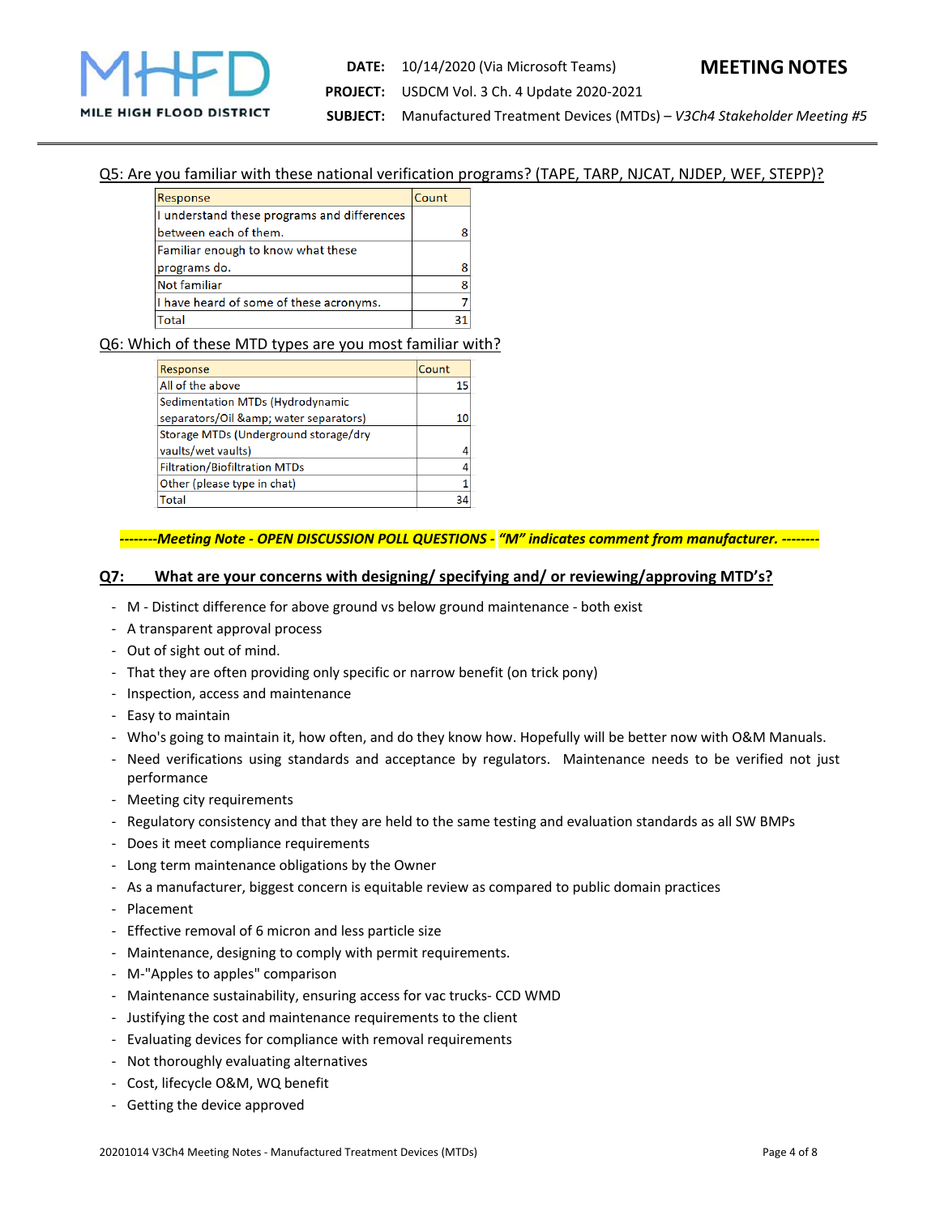Q5: Are you familiar with these national verification programs? (TAPE, TARP, NJCAT, NJDEP, WEF, STEPP)?

| Response | Count |
| --- | --- |
| I understand these programs and differences between each of them. | 8 |
| Familiar enough to know what these programs do. | 8 |
| Not familiar | 8 |
| I have heard of some of these acronyms. | 7 |
| Total | 31 |

Q6: Which of these MTD types are you most familiar with?

| Response | Count |
| --- | --- |
| All of the above | 15 |
| Sedimentation MTDs (Hydrodynamic separators/Oil &amp; water separators) | 10 |
| Storage MTDs (Underground storage/dry vaults/wet vaults) | 4 |
| Filtration/Biofiltration MTDs | 4 |
| Other (please type in chat) | 1 |
| Total | 34 |

***--------Meeting Note - OPEN DISCUSSION POLL QUESTIONS - "M" indicates comment from manufacturer. --------***

**Q7: What are your concerns with designing/ specifying and/ or reviewing/approving MTD's?**

- M - Distinct difference for above ground vs below ground maintenance - both exist
- A transparent approval process
- Out of sight out of mind.
- That they are often providing only specific or narrow benefit (on trick pony)
- Inspection, access and maintenance
- Easy to maintain
- Who's going to maintain it, how often, and do they know how. Hopefully will be better now with O&M Manuals.
- Need verifications using standards and acceptance by regulators. Maintenance needs to be verified not just performance
- Meeting city requirements
- Regulatory consistency and that they are held to the same testing and evaluation standards as all SW BMPs
- Does it meet compliance requirements
- Long term maintenance obligations by the Owner
- As a manufacturer, biggest concern is equitable review as compared to public domain practices
- Placement
- Effective removal of 6 micron and less particle size
- Maintenance, designing to comply with permit requirements.
- M-"Apples to apples" comparison
- Maintenance sustainability, ensuring access for vac trucks- CCD WMD
- Justifying the cost and maintenance requirements to the client
- Evaluating devices for compliance with removal requirements
- Not thoroughly evaluating alternatives
- Cost, lifecycle O&M, WQ benefit
- Getting the device approved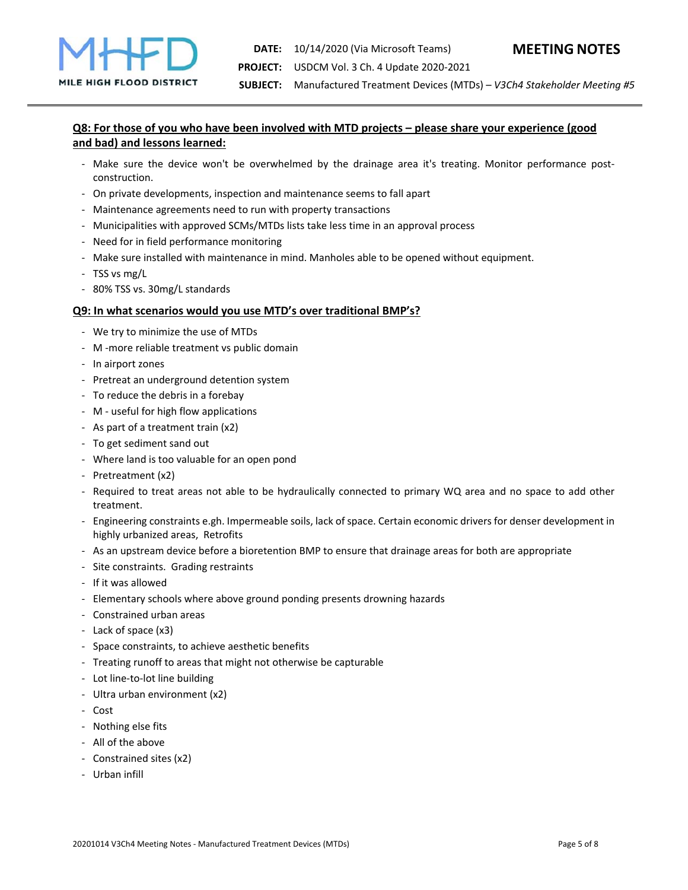**Q8: For those of you who have been involved with MTD projects – please share your experience (good and bad) and lessons learned:**

- Make sure the device won't be overwhelmed by the drainage area it's treating. Monitor performance post-construction.
- On private developments, inspection and maintenance seems to fall apart
- Maintenance agreements need to run with property transactions
- Municipalities with approved SCMs/MTDs lists take less time in an approval process
- Need for in field performance monitoring
- Make sure installed with maintenance in mind. Manholes able to be opened without equipment.
- TSS vs mg/L
- 80% TSS vs. 30mg/L standards

**Q9: In what scenarios would you use MTD's over traditional BMP's?**

- We try to minimize the use of MTDs
- M -more reliable treatment vs public domain
- In airport zones
- Pretreat an underground detention system
- To reduce the debris in a forebay
- M - useful for high flow applications
- As part of a treatment train (x2)
- To get sediment sand out
- Where land is too valuable for an open pond
- Pretreatment (x2)
- Required to treat areas not able to be hydraulically connected to primary WQ area and no space to add other treatment.
- Engineering constraints e.gh. Impermeable soils, lack of space. Certain economic drivers for denser development in highly urbanized areas, Retrofits
- As an upstream device before a bioretention BMP to ensure that drainage areas for both are appropriate
- Site constraints. Grading restraints
- If it was allowed
- Elementary schools where above ground ponding presents drowning hazards
- Constrained urban areas
- Lack of space (x3)
- Space constraints, to achieve aesthetic benefits
- Treating runoff to areas that might not otherwise be capturable
- Lot line-to-lot line building
- Ultra urban environment (x2)
- Cost
- Nothing else fits
- All of the above
- Constrained sites (x2)
- Urban infill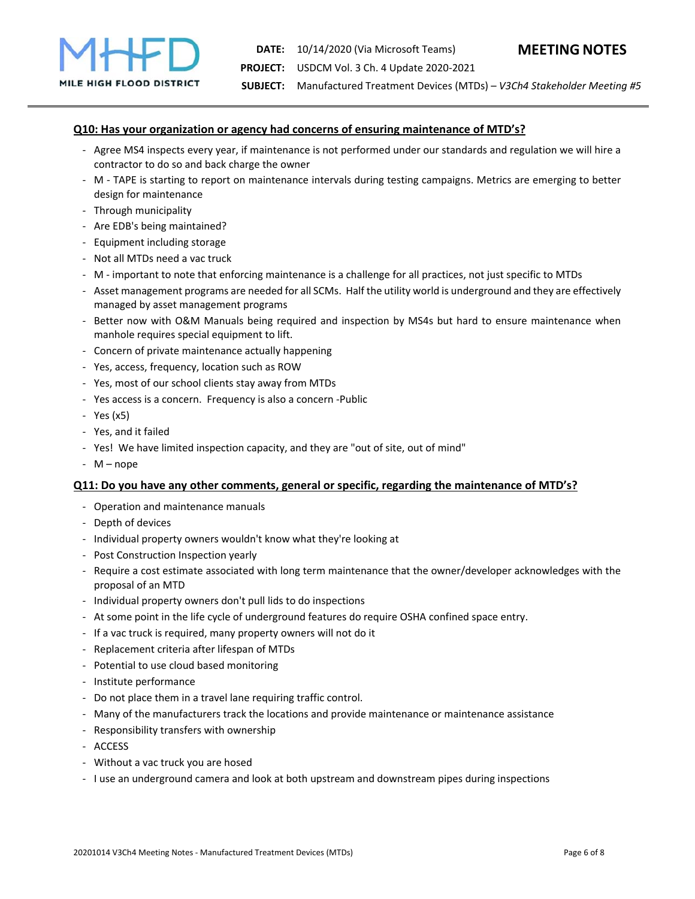## Q10: Has your organization or agency had concerns of ensuring maintenance of MTD's?

- Agree MS4 inspects every year, if maintenance is not performed under our standards and regulation we will hire a contractor to do so and back charge the owner
- M - TAPE is starting to report on maintenance intervals during testing campaigns. Metrics are emerging to better design for maintenance
- Through municipality
- Are EDB's being maintained?
- Equipment including storage
- Not all MTDs need a vac truck
- M - important to note that enforcing maintenance is a challenge for all practices, not just specific to MTDs
- Asset management programs are needed for all SCMs. Half the utility world is underground and they are effectively managed by asset management programs
- Better now with O&M Manuals being required and inspection by MS4s but hard to ensure maintenance when manhole requires special equipment to lift.
- Concern of private maintenance actually happening
- Yes, access, frequency, location such as ROW
- Yes, most of our school clients stay away from MTDs
- Yes access is a concern. Frequency is also a concern -Public
- Yes (x5)
- Yes, and it failed
- Yes! We have limited inspection capacity, and they are "out of site, out of mind"
- M – nope

## Q11: Do you have any other comments, general or specific, regarding the maintenance of MTD's?

- Operation and maintenance manuals
- Depth of devices
- Individual property owners wouldn't know what they're looking at
- Post Construction Inspection yearly
- Require a cost estimate associated with long term maintenance that the owner/developer acknowledges with the proposal of an MTD
- Individual property owners don't pull lids to do inspections
- At some point in the life cycle of underground features do require OSHA confined space entry.
- If a vac truck is required, many property owners will not do it
- Replacement criteria after lifespan of MTDs
- Potential to use cloud based monitoring
- Institute performance
- Do not place them in a travel lane requiring traffic control.
- Many of the manufacturers track the locations and provide maintenance or maintenance assistance
- Responsibility transfers with ownership
- ACCESS
- Without a vac truck you are hosed
- I use an underground camera and look at both upstream and downstream pipes during inspections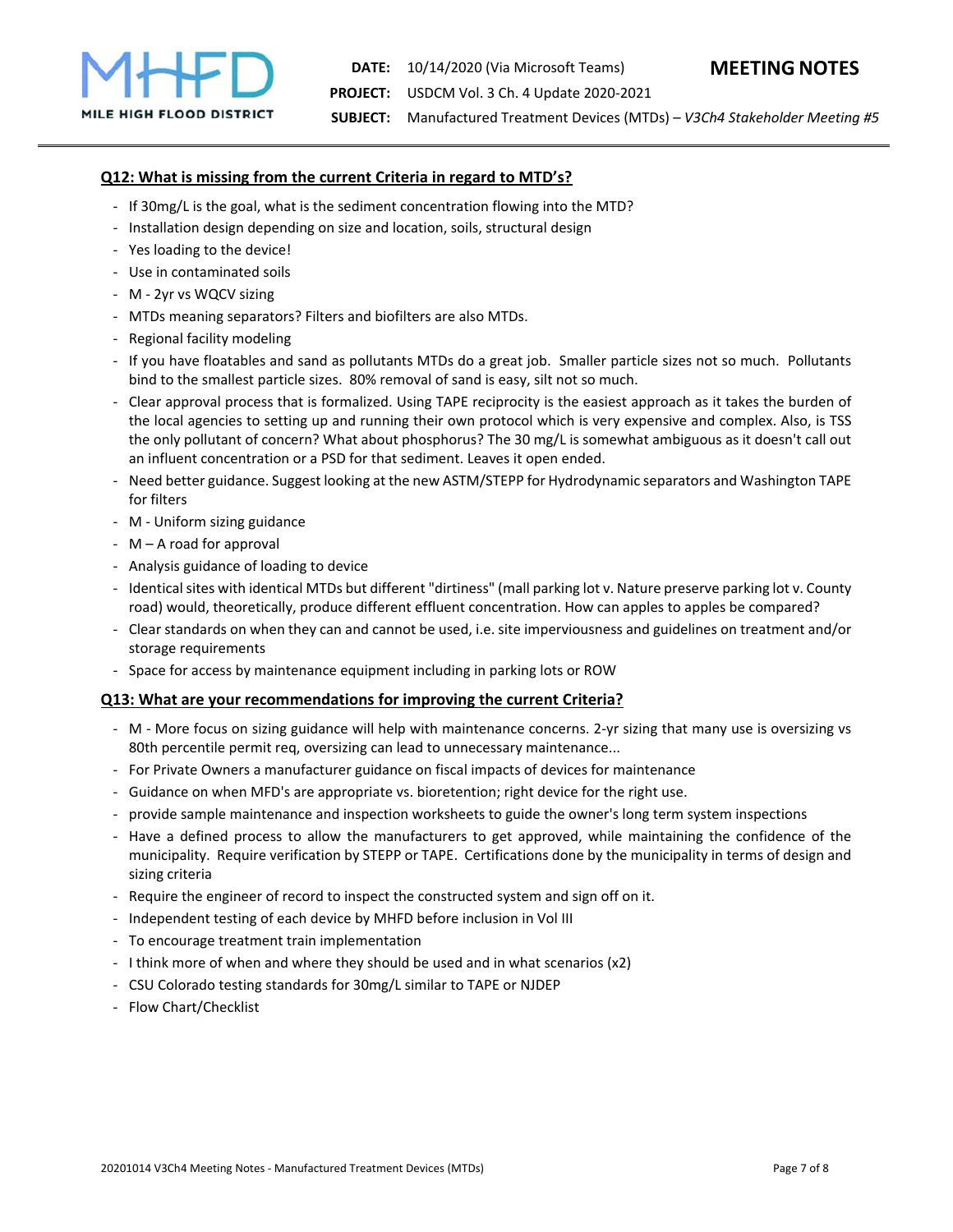### Q12: What is missing from the current Criteria in regard to MTD's?

- If 30mg/L is the goal, what is the sediment concentration flowing into the MTD?
- Installation design depending on size and location, soils, structural design
- Yes loading to the device!
- Use in contaminated soils
- M - 2yr vs WQCV sizing
- MTDs meaning separators? Filters and biofilters are also MTDs.
- Regional facility modeling
- If you have floatables and sand as pollutants MTDs do a great job. Smaller particle sizes not so much. Pollutants bind to the smallest particle sizes. 80% removal of sand is easy, silt not so much.
- Clear approval process that is formalized. Using TAPE reciprocity is the easiest approach as it takes the burden of the local agencies to setting up and running their own protocol which is very expensive and complex. Also, is TSS the only pollutant of concern? What about phosphorus? The 30 mg/L is somewhat ambiguous as it doesn't call out an influent concentration or a PSD for that sediment. Leaves it open ended.
- Need better guidance. Suggest looking at the new ASTM/STEPP for Hydrodynamic separators and Washington TAPE for filters
- M - Uniform sizing guidance
- M – A road for approval
- Analysis guidance of loading to device
- Identical sites with identical MTDs but different "dirtiness" (mall parking lot v. Nature preserve parking lot v. County road) would, theoretically, produce different effluent concentration. How can apples to apples be compared?
- Clear standards on when they can and cannot be used, i.e. site imperviousness and guidelines on treatment and/or storage requirements
- Space for access by maintenance equipment including in parking lots or ROW

### Q13: What are your recommendations for improving the current Criteria?

- M - More focus on sizing guidance will help with maintenance concerns. 2-yr sizing that many use is oversizing vs 80th percentile permit req, oversizing can lead to unnecessary maintenance...
- For Private Owners a manufacturer guidance on fiscal impacts of devices for maintenance
- Guidance on when MFD's are appropriate vs. bioretention; right device for the right use.
- provide sample maintenance and inspection worksheets to guide the owner's long term system inspections
- Have a defined process to allow the manufacturers to get approved, while maintaining the confidence of the municipality. Require verification by STEPP or TAPE. Certifications done by the municipality in terms of design and sizing criteria
- Require the engineer of record to inspect the constructed system and sign off on it.
- Independent testing of each device by MHFD before inclusion in Vol III
- To encourage treatment train implementation
- I think more of when and where they should be used and in what scenarios (x2)
- CSU Colorado testing standards for 30mg/L similar to TAPE or NJDEP
- Flow Chart/Checklist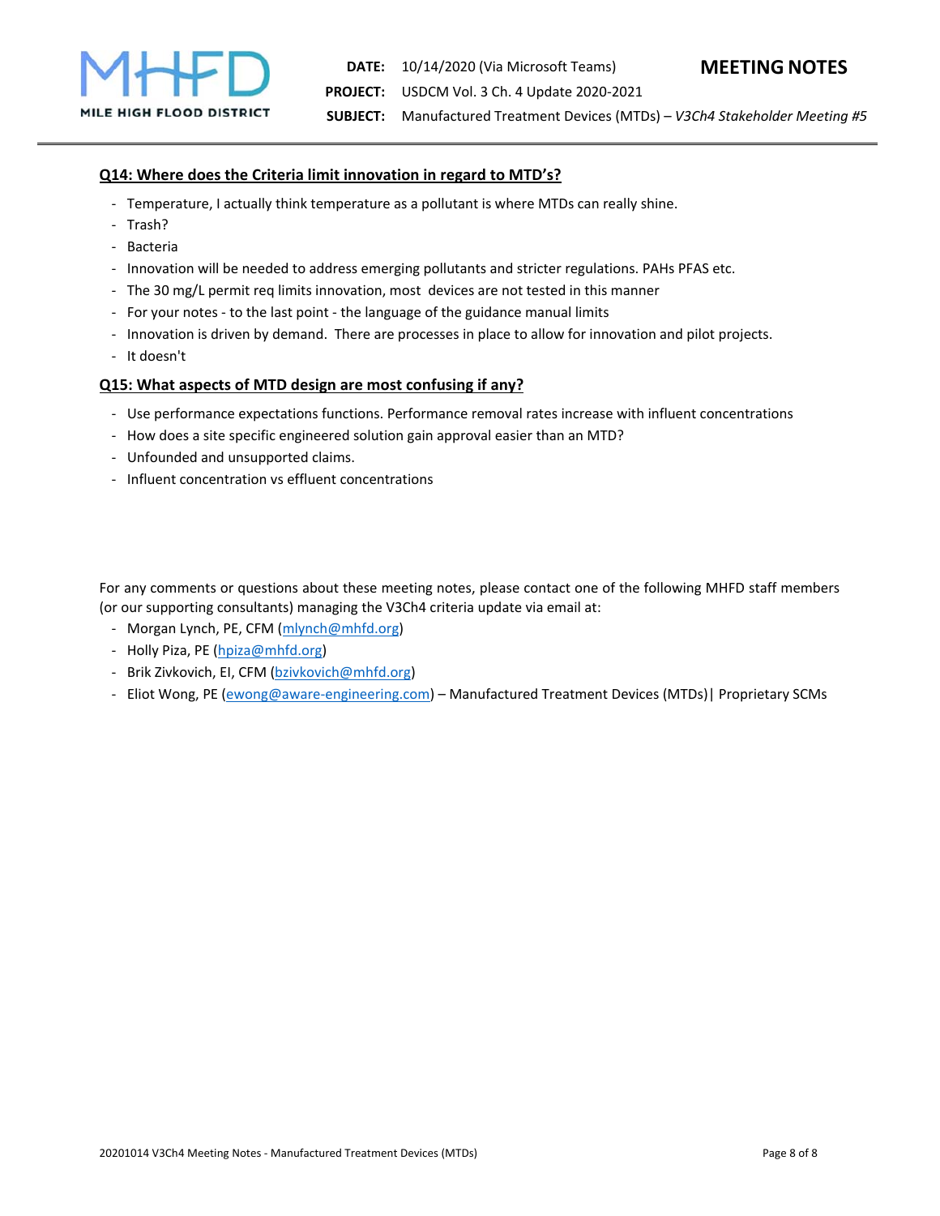### Q14: Where does the Criteria limit innovation in regard to MTD's?

- Temperature, I actually think temperature as a pollutant is where MTDs can really shine.
- Trash?
- Bacteria
- Innovation will be needed to address emerging pollutants and stricter regulations. PAHs PFAS etc.
- The 30 mg/L permit req limits innovation, most devices are not tested in this manner
- For your notes - to the last point - the language of the guidance manual limits
- Innovation is driven by demand. There are processes in place to allow for innovation and pilot projects.
- It doesn't

### Q15: What aspects of MTD design are most confusing if any?

- Use performance expectations functions. Performance removal rates increase with influent concentrations
- How does a site specific engineered solution gain approval easier than an MTD?
- Unfounded and unsupported claims.
- Influent concentration vs effluent concentrations

For any comments or questions about these meeting notes, please contact one of the following MHFD staff members (or our supporting consultants) managing the V3Ch4 criteria update via email at:

- Morgan Lynch, PE, CFM (mlynch@mhfd.org)
- Holly Piza, PE (hpiza@mhfd.org)
- Brik Zivkovich, EI, CFM (bzivkovich@mhfd.org)
- Eliot Wong, PE (ewong@aware-engineering.com) – Manufactured Treatment Devices (MTDs)| Proprietary SCMs